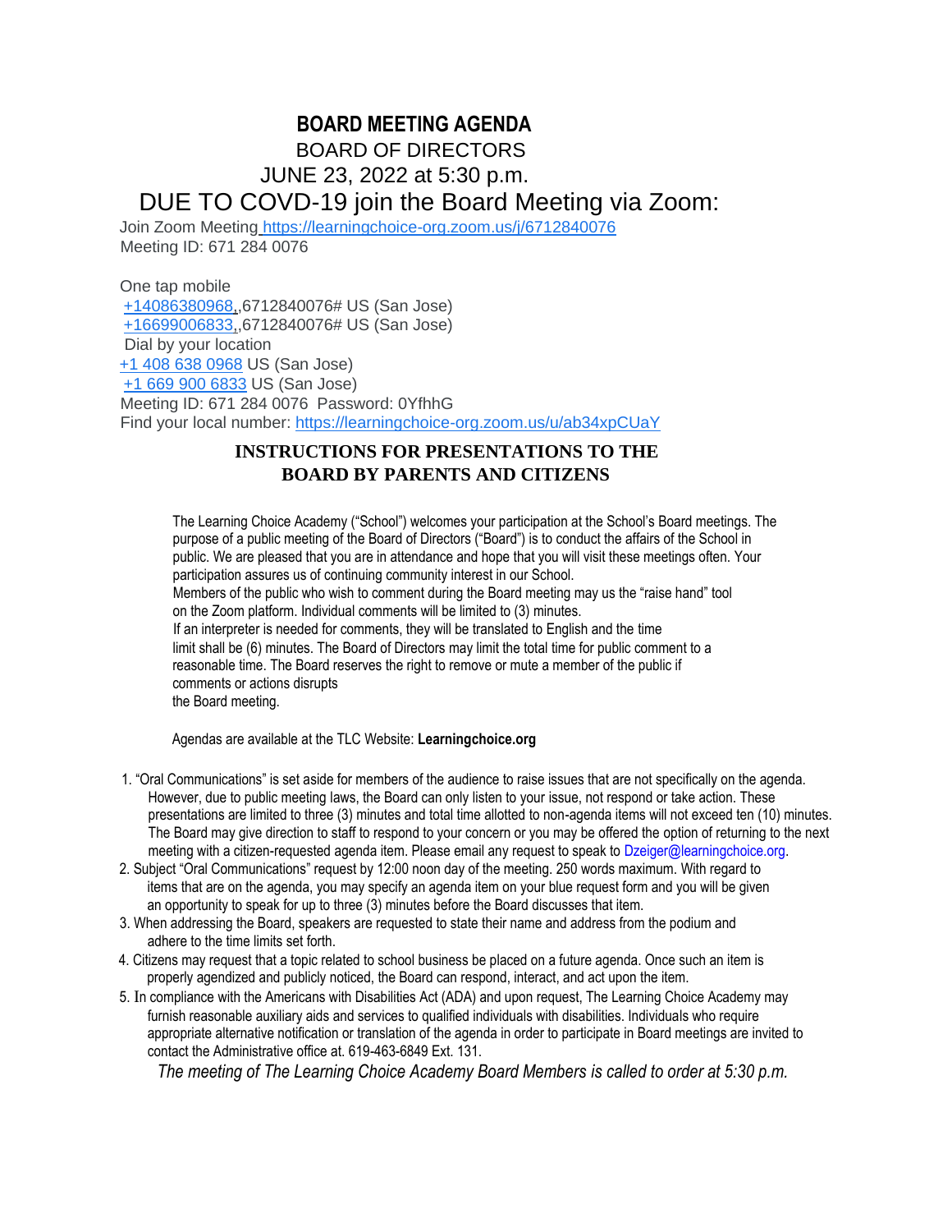# BOARD MEETING AGENDA

BOARD OF DIRECTORS

JUNE 23, 2022 at 5:30 p.m.

## DUE TO COVD-19 join the Board Meeting via Zoom:

Join Zoom Meeting https://learningchoice-org.zoom.us/j/6712840076

Meeting ID: 671 284 0076

One tap mobile

+14086380968,,6712840076# US (San Jose)

+16699006833,,6712840076# US (San Jose)

Dial by your location

+1 408 638 0968 US (San Jose)

+1 669 900 6833 US (San Jose)

Meeting ID: 671 284 0076 Password: 0YfhhG

Find your local number: https://learningchoice-org.zoom.us/u/ab34xpCUaY

### INSTRUCTIONS FOR PRESENTATIONS TO THE BOARD BY PARENTS AND CITIZENS

The Learning Choice Academy ("School") welcomes your participation at the School's Board meetings. The purpose of a public meeting of the Board of Directors ("Board") is to conduct the affairs of the School in public. We are pleased that you are in attendance and hope that you will visit these meetings often. Your participation assures us of continuing community interest in our School.
Members of the public who wish to comment during the Board meeting may us the "raise hand" tool on the Zoom platform. Individual comments will be limited to (3) minutes.
If an interpreter is needed for comments, they will be translated to English and the time limit shall be (6) minutes. The Board of Directors may limit the total time for public comment to a reasonable time. The Board reserves the right to remove or mute a member of the public if comments or actions disrupts
the Board meeting.

Agendas are available at the TLC Website: **Learningchoice.org**

1. "Oral Communications" is set aside for members of the audience to raise issues that are not specifically on the agenda. However, due to public meeting laws, the Board can only listen to your issue, not respond or take action. These presentations are limited to three (3) minutes and total time allotted to non-agenda items will not exceed ten (10) minutes. The Board may give direction to staff to respond to your concern or you may be offered the option of returning to the next meeting with a citizen-requested agenda item. Please email any request to speak to Dzeiger@learningchoice.org.
2. Subject "Oral Communications" request by 12:00 noon day of the meeting. 250 words maximum. With regard to items that are on the agenda, you may specify an agenda item on your blue request form and you will be given an opportunity to speak for up to three (3) minutes before the Board discusses that item.
3. When addressing the Board, speakers are requested to state their name and address from the podium and adhere to the time limits set forth.
4. Citizens may request that a topic related to school business be placed on a future agenda. Once such an item is properly agendized and publicly noticed, the Board can respond, interact, and act upon the item.
5. In compliance with the Americans with Disabilities Act (ADA) and upon request, The Learning Choice Academy may furnish reasonable auxiliary aids and services to qualified individuals with disabilities. Individuals who require appropriate alternative notification or translation of the agenda in order to participate in Board meetings are invited to contact the Administrative office at. 619-463-6849 Ext. 131.

*The meeting of The Learning Choice Academy Board Members is called to order at 5:30 p.m.*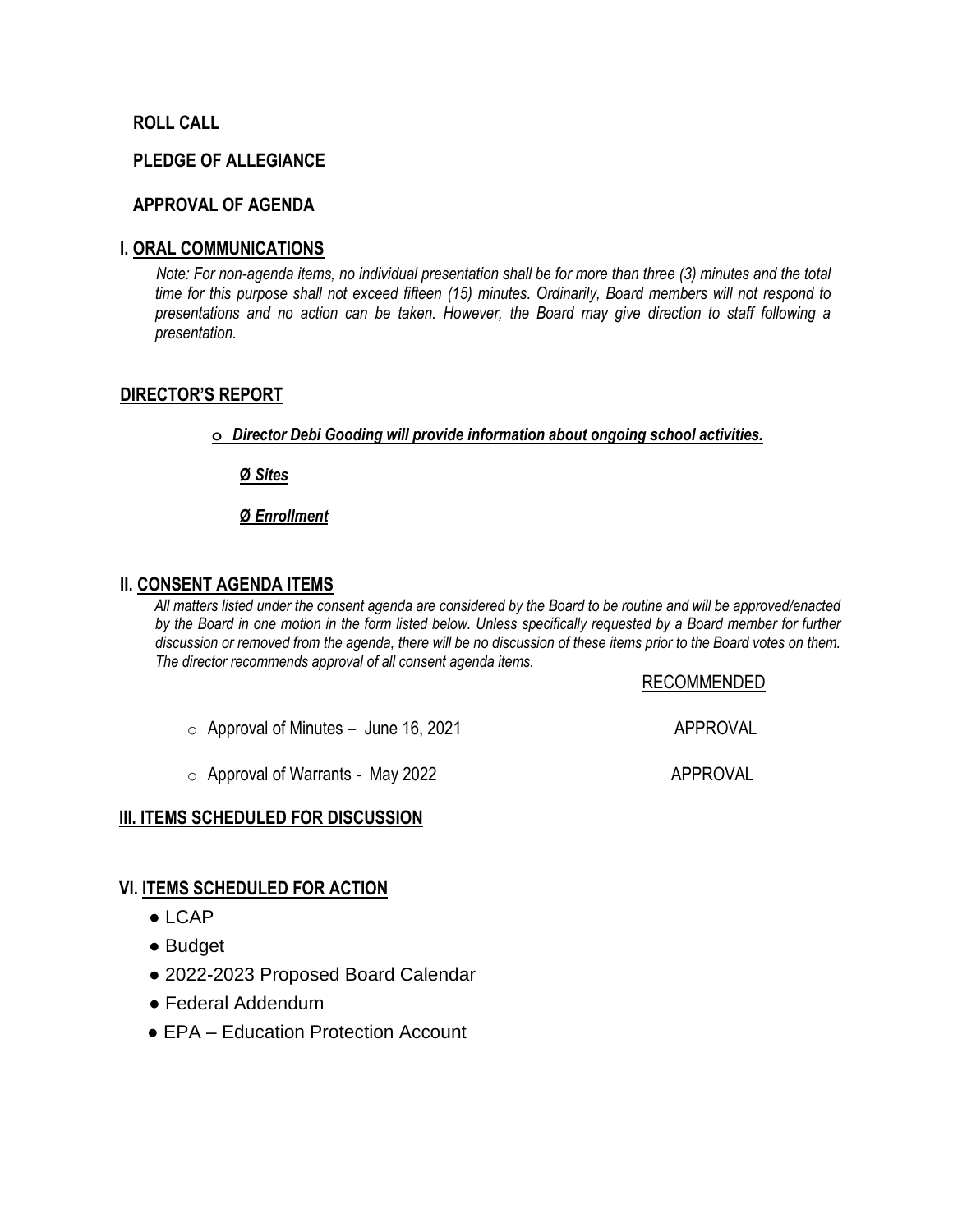**ROLL CALL**

**PLEDGE OF ALLEGIANCE**

**APPROVAL OF AGENDA**

## I. ORAL COMMUNICATIONS

*Note: For non-agenda items, no individual presentation shall be for more than three (3) minutes and the total time for this purpose shall not exceed fifteen (15) minutes. Ordinarily, Board members will not respond to presentations and no action can be taken. However, the Board may give direction to staff following a presentation.*

## DIRECTOR'S REPORT

- ***Director Debi Gooding will provide information about ongoing school activities.***
  - ***Sites***
  - ***Enrollment***

## II. CONSENT AGENDA ITEMS

*All matters listed under the consent agenda are considered by the Board to be routine and will be approved/enacted by the Board in one motion in the form listed below. Unless specifically requested by a Board member for further discussion or removed from the agenda, there will be no discussion of these items prior to the Board votes on them. The director recommends approval of all consent agenda items.*

| | RECOMMENDED |
|---|---|
| Approval of Minutes – June 16, 2021 | APPROVAL |
| Approval of Warrants - May 2022 | APPROVAL |

## III. ITEMS SCHEDULED FOR DISCUSSION

## VI. ITEMS SCHEDULED FOR ACTION

- LCAP
- Budget
- 2022-2023 Proposed Board Calendar
- Federal Addendum
- EPA – Education Protection Account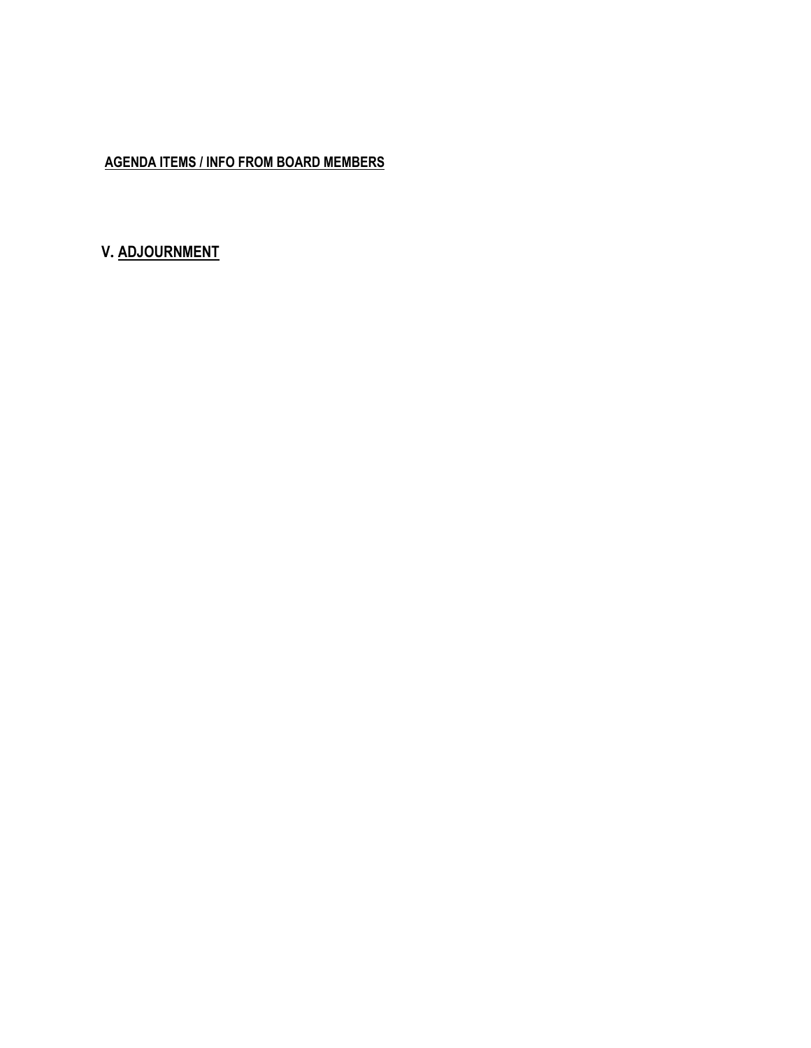**AGENDA ITEMS / INFO FROM BOARD MEMBERS**

**V. ADJOURNMENT**